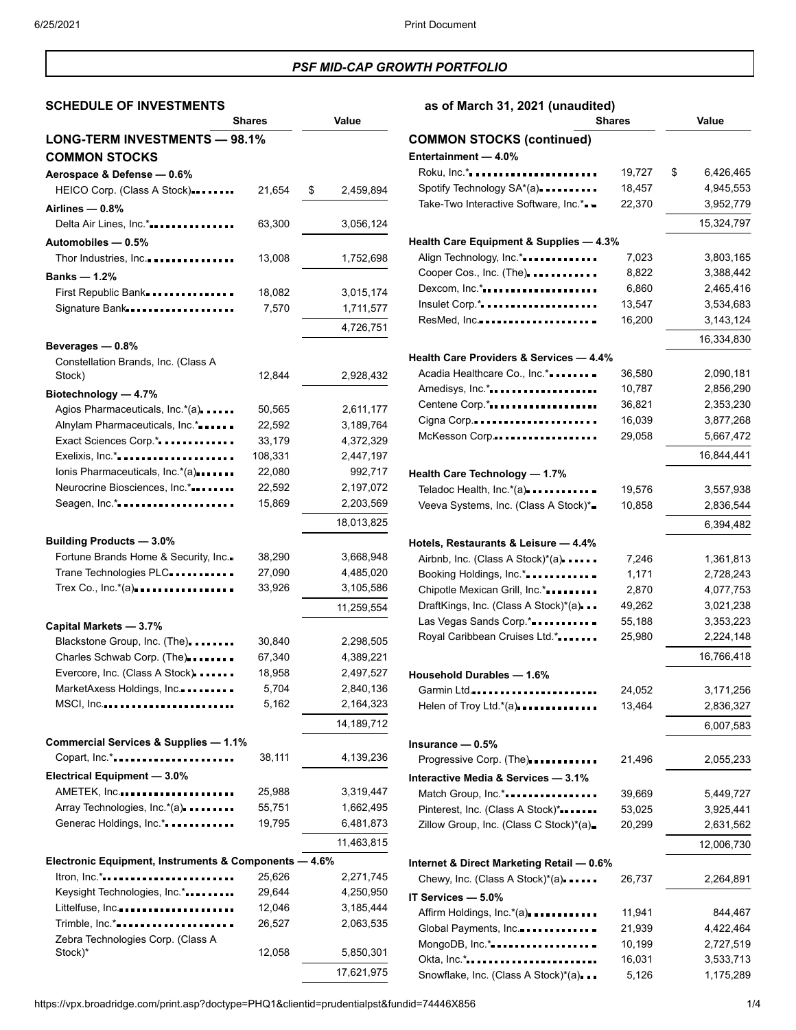## PSF MID-CAP GROWTH PORTFOLIO

### SCHEDULE OF INVESTMENTS as of March 31, 2021 (unaudited)

| | Shares | Value |
|---|---|---|
| **LONG-TERM INVESTMENTS — 98.1%** | | |
| **COMMON STOCKS** | | |
| **Aerospace & Defense — 0.6%** | | |
| HEICO Corp. (Class A Stock) | 21,654 | $ 2,459,894 |
| **Airlines — 0.8%** | | |
| Delta Air Lines, Inc.* | 63,300 | 3,056,124 |
| **Automobiles — 0.5%** | | |
| Thor Industries, Inc. | 13,008 | 1,752,698 |
| **Banks — 1.2%** | | |
| First Republic Bank | 18,082 | 3,015,174 |
| Signature Bank | 7,570 | 1,711,577 |
| | | 4,726,751 |
| **Beverages — 0.8%** | | |
| Constellation Brands, Inc. (Class A Stock) | 12,844 | 2,928,432 |
| **Biotechnology — 4.7%** | | |
| Agios Pharmaceuticals, Inc.*(a) | 50,565 | 2,611,177 |
| Alnylam Pharmaceuticals, Inc.* | 22,592 | 3,189,764 |
| Exact Sciences Corp.* | 33,179 | 4,372,329 |
| Exelixis, Inc.* | 108,331 | 2,447,197 |
| Ionis Pharmaceuticals, Inc.*(a) | 22,080 | 992,717 |
| Neurocrine Biosciences, Inc.* | 22,592 | 2,197,072 |
| Seagen, Inc.* | 15,869 | 2,203,569 |
| | | 18,013,825 |
| **Building Products — 3.0%** | | |
| Fortune Brands Home & Security, Inc. | 38,290 | 3,668,948 |
| Trane Technologies PLC | 27,090 | 4,485,020 |
| Trex Co., Inc.*(a) | 33,926 | 3,105,586 |
| | | 11,259,554 |
| **Capital Markets — 3.7%** | | |
| Blackstone Group, Inc. (The) | 30,840 | 2,298,505 |
| Charles Schwab Corp. (The) | 67,340 | 4,389,221 |
| Evercore, Inc. (Class A Stock) | 18,958 | 2,497,527 |
| MarketAxess Holdings, Inc. | 5,704 | 2,840,136 |
| MSCI, Inc. | 5,162 | 2,164,323 |
| | | 14,189,712 |
| **Commercial Services & Supplies — 1.1%** | | |
| Copart, Inc.* | 38,111 | 4,139,236 |
| **Electrical Equipment — 3.0%** | | |
| AMETEK, Inc. | 25,988 | 3,319,447 |
| Array Technologies, Inc.*(a) | 55,751 | 1,662,495 |
| Generac Holdings, Inc.* | 19,795 | 6,481,873 |
| | | 11,463,815 |
| **Electronic Equipment, Instruments & Components — 4.6%** | | |
| Itron, Inc.* | 25,626 | 2,271,745 |
| Keysight Technologies, Inc.* | 29,644 | 4,250,950 |
| Littelfuse, Inc. | 12,046 | 3,185,444 |
| Trimble, Inc.* | 26,527 | 2,063,535 |
| Zebra Technologies Corp. (Class A Stock)* | 12,058 | 5,850,301 |
| | | 17,621,975 |
| **COMMON STOCKS (continued)** | | |
| **Entertainment — 4.0%** | | |
| Roku, Inc.* | 19,727 | $ 6,426,465 |
| Spotify Technology SA*(a) | 18,457 | 4,945,553 |
| Take-Two Interactive Software, Inc.* | 22,370 | 3,952,779 |
| | | 15,324,797 |
| **Health Care Equipment & Supplies — 4.3%** | | |
| Align Technology, Inc.* | 7,023 | 3,803,165 |
| Cooper Cos., Inc. (The) | 8,822 | 3,388,442 |
| Dexcom, Inc.* | 6,860 | 2,465,416 |
| Insulet Corp.* | 13,547 | 3,534,683 |
| ResMed, Inc. | 16,200 | 3,143,124 |
| | | 16,334,830 |
| **Health Care Providers & Services — 4.4%** | | |
| Acadia Healthcare Co., Inc.* | 36,580 | 2,090,181 |
| Amedisys, Inc.* | 10,787 | 2,856,290 |
| Centene Corp.* | 36,821 | 2,353,230 |
| Cigna Corp. | 16,039 | 3,877,268 |
| McKesson Corp. | 29,058 | 5,667,472 |
| | | 16,844,441 |
| **Health Care Technology — 1.7%** | | |
| Teladoc Health, Inc.*(a) | 19,576 | 3,557,938 |
| Veeva Systems, Inc. (Class A Stock)* | 10,858 | 2,836,544 |
| | | 6,394,482 |
| **Hotels, Restaurants & Leisure — 4.4%** | | |
| Airbnb, Inc. (Class A Stock)*(a) | 7,246 | 1,361,813 |
| Booking Holdings, Inc.* | 1,171 | 2,728,243 |
| Chipotle Mexican Grill, Inc.* | 2,870 | 4,077,753 |
| DraftKings, Inc. (Class A Stock)*(a) | 49,262 | 3,021,238 |
| Las Vegas Sands Corp.* | 55,188 | 3,353,223 |
| Royal Caribbean Cruises Ltd.* | 25,980 | 2,224,148 |
| | | 16,766,418 |
| **Household Durables — 1.6%** | | |
| Garmin Ltd. | 24,052 | 3,171,256 |
| Helen of Troy Ltd.*(a) | 13,464 | 2,836,327 |
| | | 6,007,583 |
| **Insurance — 0.5%** | | |
| Progressive Corp. (The) | 21,496 | 2,055,233 |
| **Interactive Media & Services — 3.1%** | | |
| Match Group, Inc.* | 39,669 | 5,449,727 |
| Pinterest, Inc. (Class A Stock)* | 53,025 | 3,925,441 |
| Zillow Group, Inc. (Class C Stock)*(a) | 20,299 | 2,631,562 |
| | | 12,006,730 |
| **Internet & Direct Marketing Retail — 0.6%** | | |
| Chewy, Inc. (Class A Stock)*(a) | 26,737 | 2,264,891 |
| **IT Services — 5.0%** | | |
| Affirm Holdings, Inc.*(a) | 11,941 | 844,467 |
| Global Payments, Inc. | 21,939 | 4,422,464 |
| MongoDB, Inc.* | 10,199 | 2,727,519 |
| Okta, Inc.* | 16,031 | 3,533,713 |
| Snowflake, Inc. (Class A Stock)*(a) | 5,126 | 1,175,289 |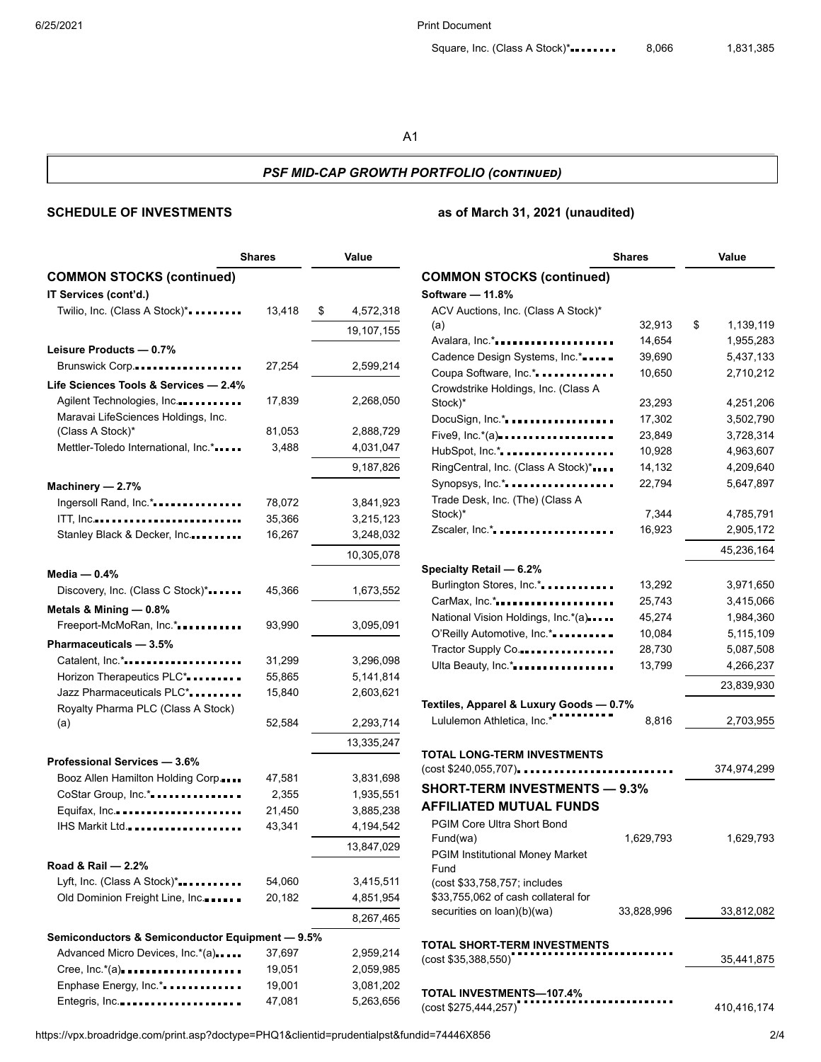| | Shares | Value |
|---|---|---|
| Square, Inc. (Class A Stock)* | 8,066 | 1,831,385 |

A1

## *PSF MID-CAP GROWTH PORTFOLIO (CONTINUED)*

**SCHEDULE OF INVESTMENTS** **as of March 31, 2021 (unaudited)**

| | Shares | Value |
|---|---|---|
| **COMMON STOCKS (continued)** | | |
| **IT Services (cont'd.)** | | |
| Twilio, Inc. (Class A Stock)* | 13,418 | $ 4,572,318 |
| | | 19,107,155 |
| **Leisure Products — 0.7%** | | |
| Brunswick Corp. | 27,254 | 2,599,214 |
| **Life Sciences Tools & Services — 2.4%** | | |
| Agilent Technologies, Inc. | 17,839 | 2,268,050 |
| Maravai LifeSciences Holdings, Inc. (Class A Stock)* | 81,053 | 2,888,729 |
| Mettler-Toledo International, Inc.* | 3,488 | 4,031,047 |
| | | 9,187,826 |
| **Machinery — 2.7%** | | |
| Ingersoll Rand, Inc.* | 78,072 | 3,841,923 |
| ITT, Inc. | 35,366 | 3,215,123 |
| Stanley Black & Decker, Inc. | 16,267 | 3,248,032 |
| | | 10,305,078 |
| **Media — 0.4%** | | |
| Discovery, Inc. (Class C Stock)* | 45,366 | 1,673,552 |
| **Metals & Mining — 0.8%** | | |
| Freeport-McMoRan, Inc.* | 93,990 | 3,095,091 |
| **Pharmaceuticals — 3.5%** | | |
| Catalent, Inc.* | 31,299 | 3,296,098 |
| Horizon Therapeutics PLC* | 55,865 | 5,141,814 |
| Jazz Pharmaceuticals PLC* | 15,840 | 2,603,621 |
| Royalty Pharma PLC (Class A Stock) (a) | 52,584 | 2,293,714 |
| | | 13,335,247 |
| **Professional Services — 3.6%** | | |
| Booz Allen Hamilton Holding Corp. | 47,581 | 3,831,698 |
| CoStar Group, Inc.* | 2,355 | 1,935,551 |
| Equifax, Inc. | 21,450 | 3,885,238 |
| IHS Markit Ltd. | 43,341 | 4,194,542 |
| | | 13,847,029 |
| **Road & Rail — 2.2%** | | |
| Lyft, Inc. (Class A Stock)* | 54,060 | 3,415,511 |
| Old Dominion Freight Line, Inc. | 20,182 | 4,851,954 |
| | | 8,267,465 |
| **Semiconductors & Semiconductor Equipment — 9.5%** | | |
| Advanced Micro Devices, Inc.*(a) | 37,697 | 2,959,214 |
| Cree, Inc.*(a) | 19,051 | 2,059,985 |
| Enphase Energy, Inc.* | 19,001 | 3,081,202 |
| Entegris, Inc. | 47,081 | 5,263,656 |

| | Shares | Value |
|---|---|---|
| **COMMON STOCKS (continued)** | | |
| **Software — 11.8%** | | |
| ACV Auctions, Inc. (Class A Stock)* (a) | 32,913 | $ 1,139,119 |
| Avalara, Inc.* | 14,654 | 1,955,283 |
| Cadence Design Systems, Inc.* | 39,690 | 5,437,133 |
| Coupa Software, Inc.* | 10,650 | 2,710,212 |
| Crowdstrike Holdings, Inc. (Class A Stock)* | 23,293 | 4,251,206 |
| DocuSign, Inc.* | 17,302 | 3,502,790 |
| Five9, Inc.*(a) | 23,849 | 3,728,314 |
| HubSpot, Inc.* | 10,928 | 4,963,607 |
| RingCentral, Inc. (Class A Stock)* | 14,132 | 4,209,640 |
| Synopsys, Inc.* | 22,794 | 5,647,897 |
| Trade Desk, Inc. (The) (Class A Stock)* | 7,344 | 4,785,791 |
| Zscaler, Inc.* | 16,923 | 2,905,172 |
| | | 45,236,164 |
| **Specialty Retail — 6.2%** | | |
| Burlington Stores, Inc.* | 13,292 | 3,971,650 |
| CarMax, Inc.* | 25,743 | 3,415,066 |
| National Vision Holdings, Inc.*(a) | 45,274 | 1,984,360 |
| O'Reilly Automotive, Inc.* | 10,084 | 5,115,109 |
| Tractor Supply Co. | 28,730 | 5,087,508 |
| Ulta Beauty, Inc.* | 13,799 | 4,266,237 |
| | | 23,839,930 |
| **Textiles, Apparel & Luxury Goods — 0.7%** | | |
| Lululemon Athletica, Inc.* | 8,816 | 2,703,955 |
| **TOTAL LONG-TERM INVESTMENTS** (cost $240,055,707) | | 374,974,299 |
| **SHORT-TERM INVESTMENTS — 9.3%** | | |
| **AFFILIATED MUTUAL FUNDS** | | |
| PGIM Core Ultra Short Bond Fund(wa) | 1,629,793 | 1,629,793 |
| PGIM Institutional Money Market Fund (cost $33,758,757; includes $33,755,062 of cash collateral for securities on loan)(b)(wa) | 33,828,996 | 33,812,082 |
| **TOTAL SHORT-TERM INVESTMENTS** (cost $35,388,550) | | 35,441,875 |
| **TOTAL INVESTMENTS—107.4%** (cost $275,444,257) | | 410,416,174 |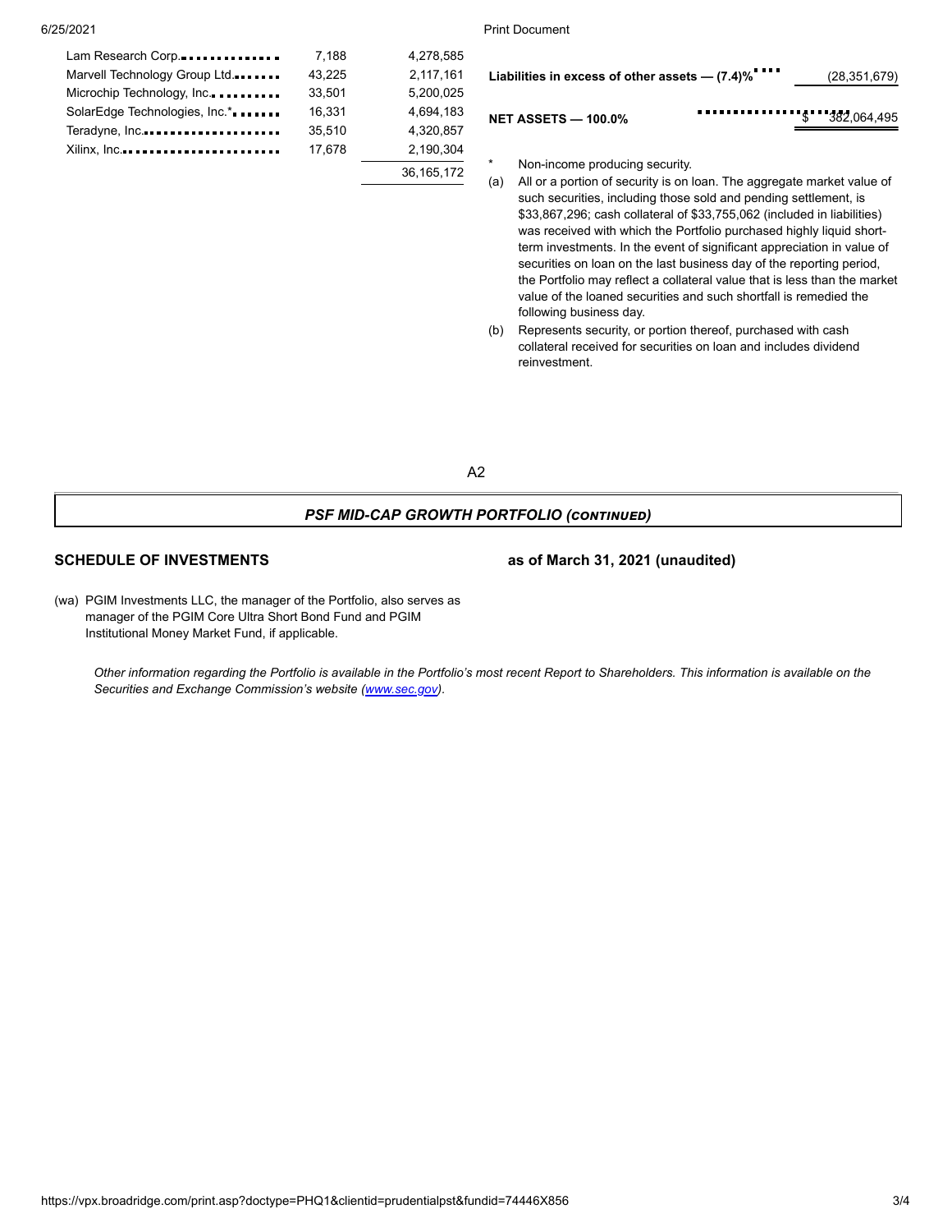| | | |
|---|---|---|
| Lam Research Corp. | 7,188 | 4,278,585 |
| Marvell Technology Group Ltd. | 43,225 | 2,117,161 |
| Microchip Technology, Inc. | 33,501 | 5,200,025 |
| SolarEdge Technologies, Inc.* | 16,331 | 4,694,183 |
| Teradyne, Inc. | 35,510 | 4,320,857 |
| Xilinx, Inc. | 17,678 | 2,190,304 |
| | | 36,165,172 |

| | |
|---|---|
| **Liabilities in excess of other assets — (7.4)%** | (28,351,679) |
| **NET ASSETS — 100.0%** | $ 382,064,495 |

\* Non-income producing security.

(a) All or a portion of security is on loan. The aggregate market value of such securities, including those sold and pending settlement, is $33,867,296; cash collateral of $33,755,062 (included in liabilities) was received with which the Portfolio purchased highly liquid short-term investments. In the event of significant appreciation in value of securities on loan on the last business day of the reporting period, the Portfolio may reflect a collateral value that is less than the market value of the loaned securities and such shortfall is remedied the following business day.

(b) Represents security, or portion thereof, purchased with cash collateral received for securities on loan and includes dividend reinvestment.

A2

## *PSF MID-CAP GROWTH PORTFOLIO (CONTINUED)*

**SCHEDULE OF INVESTMENTS** **as of March 31, 2021 (unaudited)**

(wa) PGIM Investments LLC, the manager of the Portfolio, also serves as manager of the PGIM Core Ultra Short Bond Fund and PGIM Institutional Money Market Fund, if applicable.

*Other information regarding the Portfolio is available in the Portfolio's most recent Report to Shareholders. This information is available on the Securities and Exchange Commission's website (www.sec.gov).*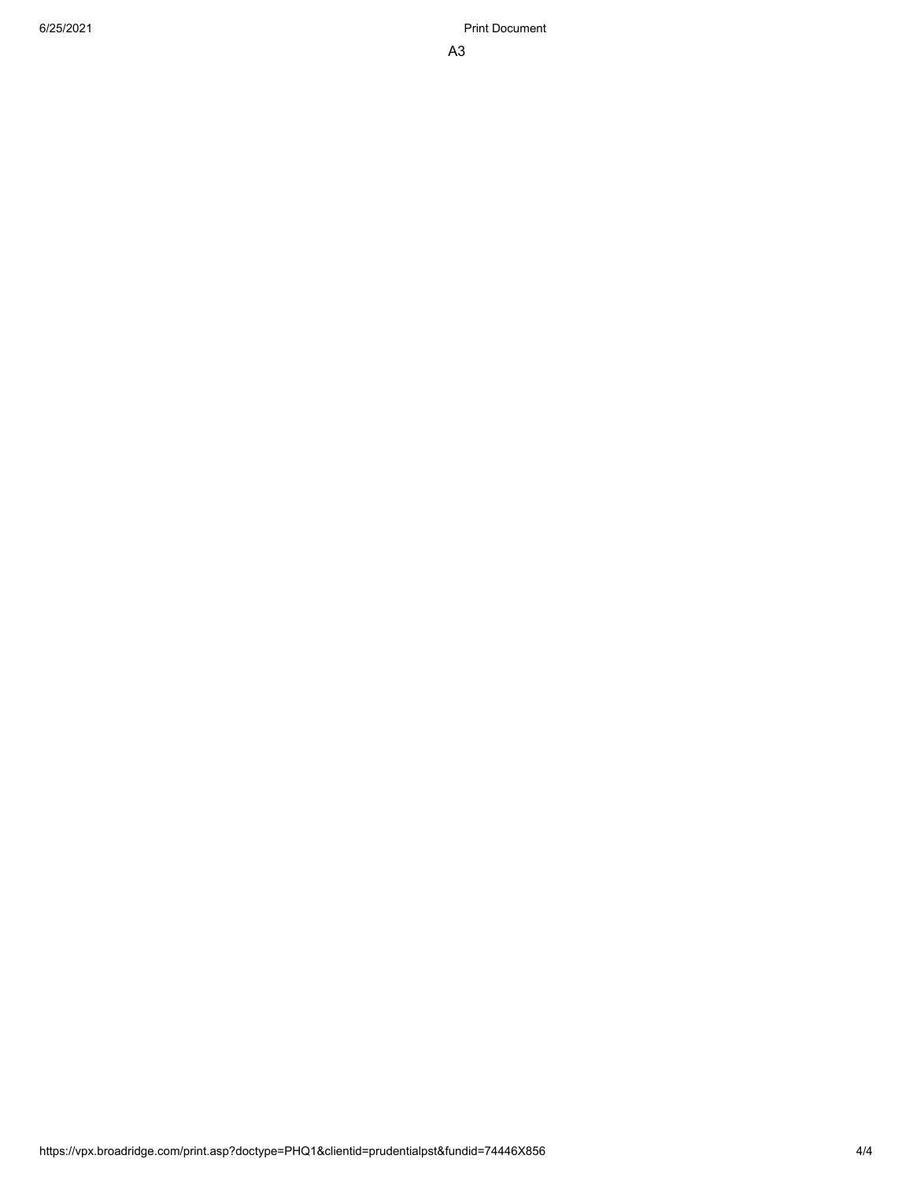A3